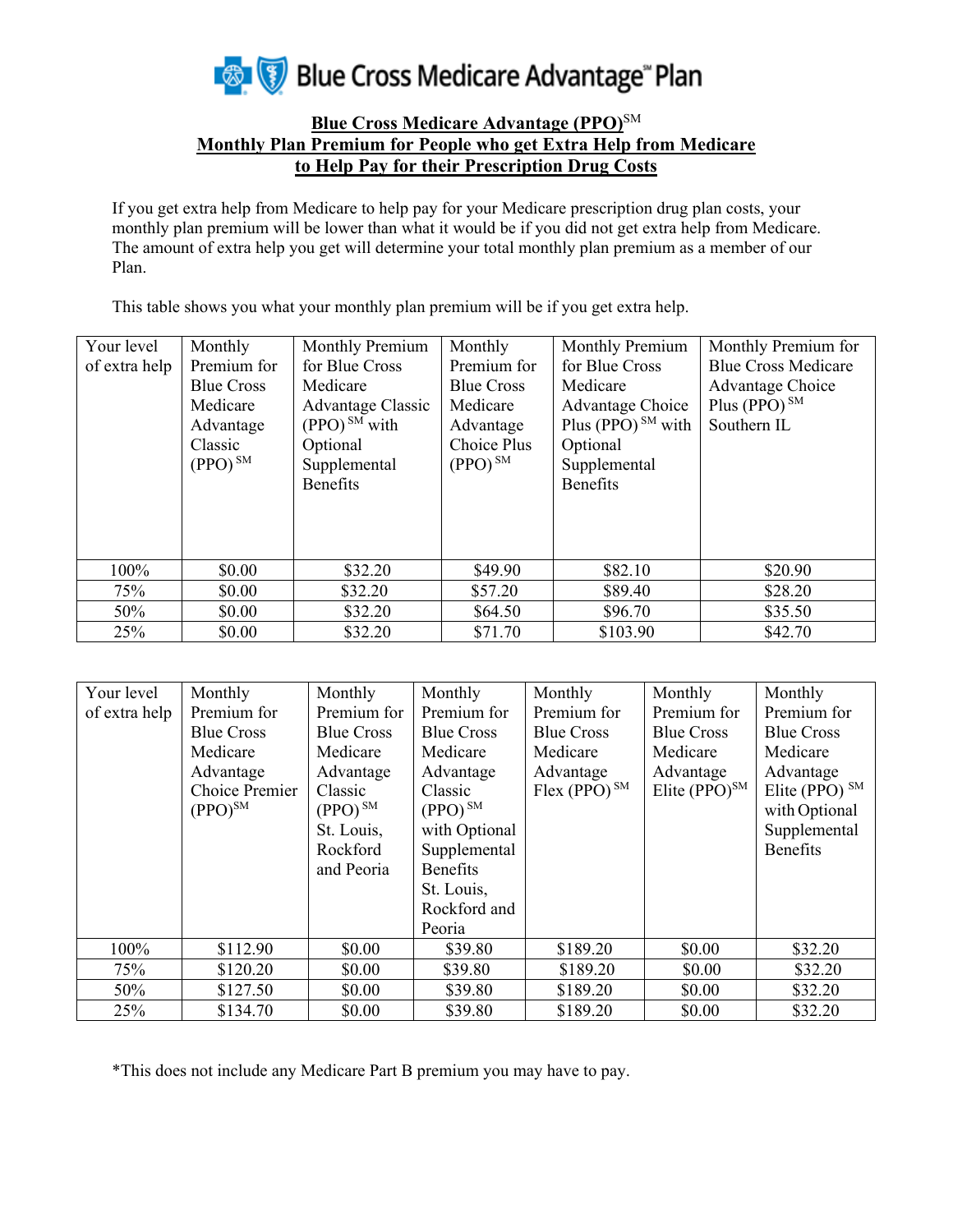Blue Cross Medicare Advantage℠ Plan

## Blue Cross Medicare Advantage (PPO)℠ Monthly Plan Premium for People who get Extra Help from Medicare to Help Pay for their Prescription Drug Costs

If you get extra help from Medicare to help pay for your Medicare prescription drug plan costs, your monthly plan premium will be lower than what it would be if you did not get extra help from Medicare. The amount of extra help you get will determine your total monthly plan premium as a member of our Plan.

This table shows you what your monthly plan premium will be if you get extra help.

| Your level of extra help | Monthly Premium for Blue Cross Medicare Advantage Classic (PPO) ℠ | Monthly Premium for Blue Cross Medicare Advantage Classic (PPO) ℠ with Optional Supplemental Benefits | Monthly Premium for Blue Cross Medicare Advantage Choice Plus (PPO) ℠ | Monthly Premium for Blue Cross Medicare Advantage Choice Plus (PPO) ℠ with Optional Supplemental Benefits | Monthly Premium for Blue Cross Medicare Advantage Choice Plus (PPO) ℠ Southern IL |
|---|---|---|---|---|---|
| 100% | $0.00 | $32.20 | $49.90 | $82.10 | $20.90 |
| 75% | $0.00 | $32.20 | $57.20 | $89.40 | $28.20 |
| 50% | $0.00 | $32.20 | $64.50 | $96.70 | $35.50 |
| 25% | $0.00 | $32.20 | $71.70 | $103.90 | $42.70 |

| Your level of extra help | Monthly Premium for Blue Cross Medicare Advantage Choice Premier (PPO)℠ | Monthly Premium for Blue Cross Medicare Advantage Classic (PPO) ℠ St. Louis, Rockford and Peoria | Monthly Premium for Blue Cross Medicare Advantage Classic (PPO) ℠ with Optional Supplemental Benefits St. Louis, Rockford and Peoria | Monthly Premium for Blue Cross Medicare Advantage Flex (PPO) ℠ | Monthly Premium for Blue Cross Medicare Advantage Elite (PPO)℠ | Monthly Premium for Blue Cross Medicare Advantage Elite (PPO) ℠ with Optional Supplemental Benefits |
|---|---|---|---|---|---|---|
| 100% | $112.90 | $0.00 | $39.80 | $189.20 | $0.00 | $32.20 |
| 75% | $120.20 | $0.00 | $39.80 | $189.20 | $0.00 | $32.20 |
| 50% | $127.50 | $0.00 | $39.80 | $189.20 | $0.00 | $32.20 |
| 25% | $134.70 | $0.00 | $39.80 | $189.20 | $0.00 | $32.20 |

*This does not include any Medicare Part B premium you may have to pay.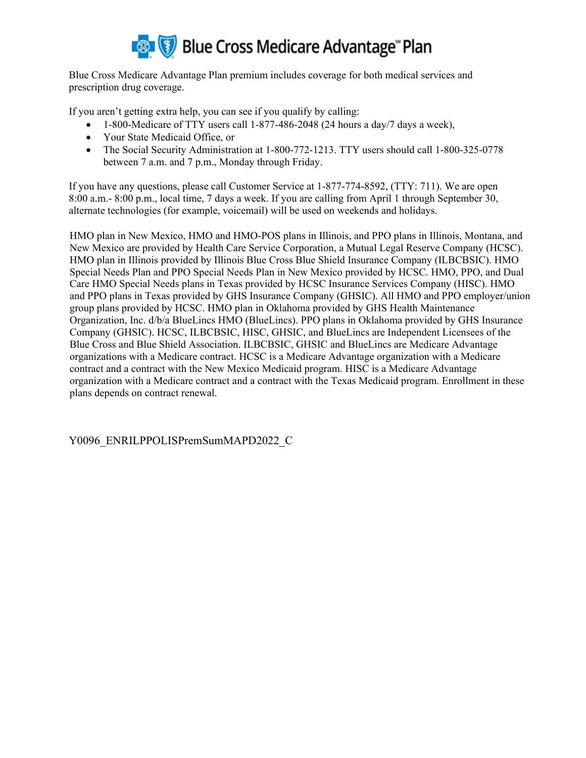# Blue Cross Medicare Advantage℠ Plan

Blue Cross Medicare Advantage Plan premium includes coverage for both medical services and prescription drug coverage.

If you aren't getting extra help, you can see if you qualify by calling:

- 1-800-Medicare of TTY users call 1-877-486-2048 (24 hours a day/7 days a week),
- Your State Medicaid Office, or
- The Social Security Administration at 1-800-772-1213. TTY users should call 1-800-325-0778 between 7 a.m. and 7 p.m., Monday through Friday.

If you have any questions, please call Customer Service at 1-877-774-8592, (TTY: 711). We are open 8:00 a.m.- 8:00 p.m., local time, 7 days a week. If you are calling from April 1 through September 30, alternate technologies (for example, voicemail) will be used on weekends and holidays.

HMO plan in New Mexico, HMO and HMO-POS plans in Illinois, and PPO plans in Illinois, Montana, and New Mexico are provided by Health Care Service Corporation, a Mutual Legal Reserve Company (HCSC). HMO plan in Illinois provided by Illinois Blue Cross Blue Shield Insurance Company (ILBCBSIC). HMO Special Needs Plan and PPO Special Needs Plan in New Mexico provided by HCSC. HMO, PPO, and Dual Care HMO Special Needs plans in Texas provided by HCSC Insurance Services Company (HISC). HMO and PPO plans in Texas provided by GHS Insurance Company (GHSIC). All HMO and PPO employer/union group plans provided by HCSC. HMO plan in Oklahoma provided by GHS Health Maintenance Organization, Inc. d/b/a BlueLincs HMO (BlueLincs). PPO plans in Oklahoma provided by GHS Insurance Company (GHSIC). HCSC, ILBCBSIC, HISC, GHSIC, and BlueLincs are Independent Licensees of the Blue Cross and Blue Shield Association. ILBCBSIC, GHSIC and BlueLincs are Medicare Advantage organizations with a Medicare contract. HCSC is a Medicare Advantage organization with a Medicare contract and a contract with the New Mexico Medicaid program. HISC is a Medicare Advantage organization with a Medicare contract and a contract with the Texas Medicaid program. Enrollment in these plans depends on contract renewal.

Y0096_ENRILPPOLISPremSumMAPD2022_C